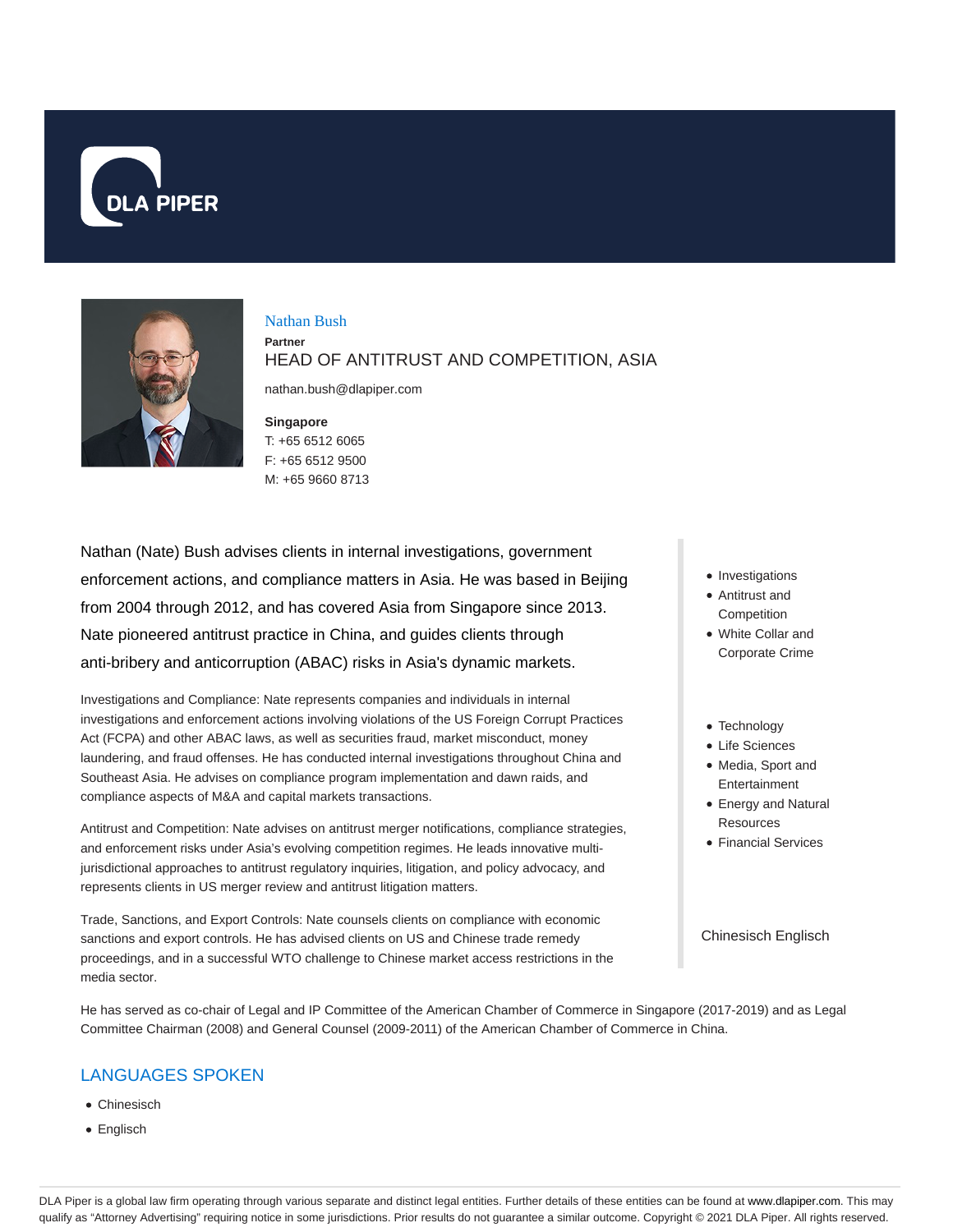DLA PIPER

# Nathan Bush

**Partner**

HEAD OF ANTITRUST AND COMPETITION, ASIA

nathan.bush@dlapiper.com

**Singapore**
T: +65 6512 6065
F: +65 6512 9500
M: +65 9660 8713

Nathan (Nate) Bush advises clients in internal investigations, government enforcement actions, and compliance matters in Asia. He was based in Beijing from 2004 through 2012, and has covered Asia from Singapore since 2013. Nate pioneered antitrust practice in China, and guides clients through anti-bribery and anticorruption (ABAC) risks in Asia's dynamic markets.

Investigations and Compliance: Nate represents companies and individuals in internal investigations and enforcement actions involving violations of the US Foreign Corrupt Practices Act (FCPA) and other ABAC laws, as well as securities fraud, market misconduct, money laundering, and fraud offenses. He has conducted internal investigations throughout China and Southeast Asia. He advises on compliance program implementation and dawn raids, and compliance aspects of M&A and capital markets transactions.

Antitrust and Competition: Nate advises on antitrust merger notifications, compliance strategies, and enforcement risks under Asia's evolving competition regimes. He leads innovative multi-jurisdictional approaches to antitrust regulatory inquiries, litigation, and policy advocacy, and represents clients in US merger review and antitrust litigation matters.

Trade, Sanctions, and Export Controls: Nate counsels clients on compliance with economic sanctions and export controls. He has advised clients on US and Chinese trade remedy proceedings, and in a successful WTO challenge to Chinese market access restrictions in the media sector.

- Investigations
- Antitrust and Competition
- White Collar and Corporate Crime

- Technology
- Life Sciences
- Media, Sport and Entertainment
- Energy and Natural Resources
- Financial Services

Chinesisch Englisch

He has served as co-chair of Legal and IP Committee of the American Chamber of Commerce in Singapore (2017-2019) and as Legal Committee Chairman (2008) and General Counsel (2009-2011) of the American Chamber of Commerce in China.

## LANGUAGES SPOKEN

- Chinesisch
- Englisch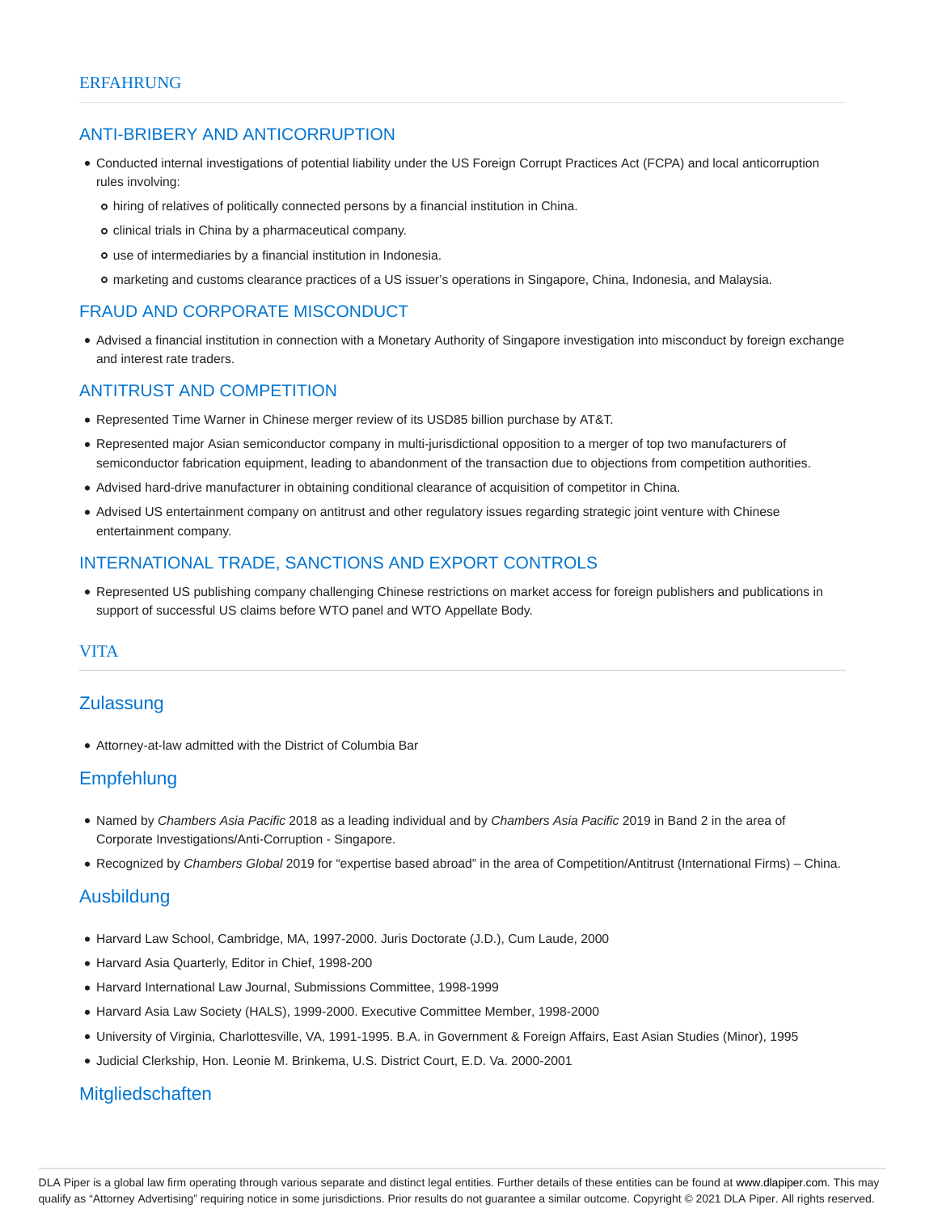## ERFAHRUNG

### ANTI-BRIBERY AND ANTICORRUPTION

- Conducted internal investigations of potential liability under the US Foreign Corrupt Practices Act (FCPA) and local anticorruption rules involving:
  - hiring of relatives of politically connected persons by a financial institution in China.
  - clinical trials in China by a pharmaceutical company.
  - use of intermediaries by a financial institution in Indonesia.
  - marketing and customs clearance practices of a US issuer's operations in Singapore, China, Indonesia, and Malaysia.

### FRAUD AND CORPORATE MISCONDUCT

- Advised a financial institution in connection with a Monetary Authority of Singapore investigation into misconduct by foreign exchange and interest rate traders.

### ANTITRUST AND COMPETITION

- Represented Time Warner in Chinese merger review of its USD85 billion purchase by AT&T.
- Represented major Asian semiconductor company in multi-jurisdictional opposition to a merger of top two manufacturers of semiconductor fabrication equipment, leading to abandonment of the transaction due to objections from competition authorities.
- Advised hard-drive manufacturer in obtaining conditional clearance of acquisition of competitor in China.
- Advised US entertainment company on antitrust and other regulatory issues regarding strategic joint venture with Chinese entertainment company.

### INTERNATIONAL TRADE, SANCTIONS AND EXPORT CONTROLS

- Represented US publishing company challenging Chinese restrictions on market access for foreign publishers and publications in support of successful US claims before WTO panel and WTO Appellate Body.

## VITA

### Zulassung

- Attorney-at-law admitted with the District of Columbia Bar

### Empfehlung

- Named by *Chambers Asia Pacific* 2018 as a leading individual and by *Chambers Asia Pacific* 2019 in Band 2 in the area of Corporate Investigations/Anti-Corruption - Singapore.
- Recognized by *Chambers Global* 2019 for "expertise based abroad" in the area of Competition/Antitrust (International Firms) – China.

### Ausbildung

- Harvard Law School, Cambridge, MA, 1997-2000. Juris Doctorate (J.D.), Cum Laude, 2000
- Harvard Asia Quarterly, Editor in Chief, 1998-200
- Harvard International Law Journal, Submissions Committee, 1998-1999
- Harvard Asia Law Society (HALS), 1999-2000. Executive Committee Member, 1998-2000
- University of Virginia, Charlottesville, VA, 1991-1995. B.A. in Government & Foreign Affairs, East Asian Studies (Minor), 1995
- Judicial Clerkship, Hon. Leonie M. Brinkema, U.S. District Court, E.D. Va. 2000-2001

### Mitgliedschaften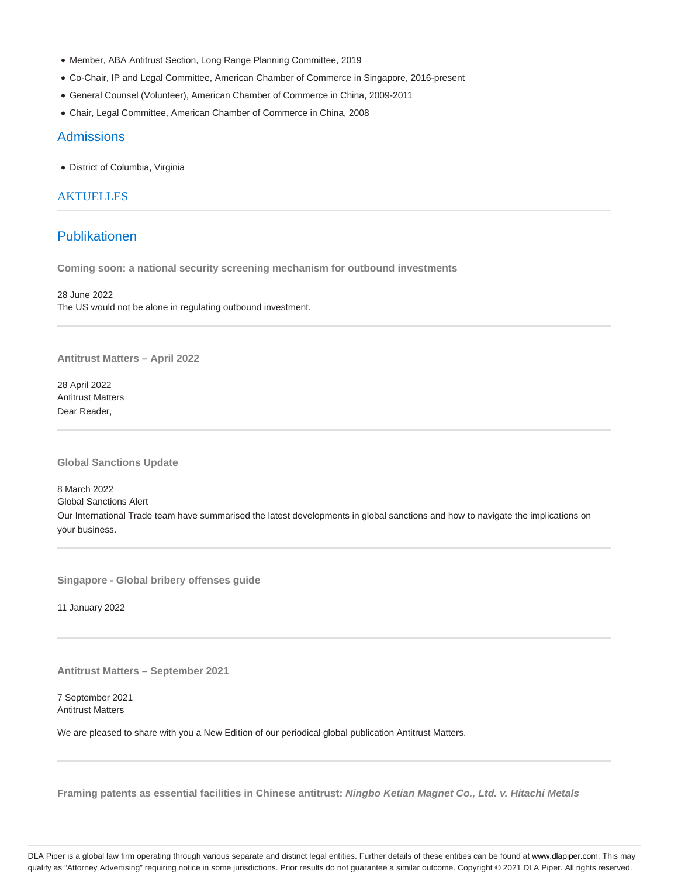- Member, ABA Antitrust Section, Long Range Planning Committee, 2019
- Co-Chair, IP and Legal Committee, American Chamber of Commerce in Singapore, 2016-present
- General Counsel (Volunteer), American Chamber of Commerce in China, 2009-2011
- Chair, Legal Committee, American Chamber of Commerce in China, 2008

## Admissions

- District of Columbia, Virginia

## AKTUELLES

## Publikationen

**Coming soon: a national security screening mechanism for outbound investments**

28 June 2022
The US would not be alone in regulating outbound investment.

---

**Antitrust Matters – April 2022**

28 April 2022
Antitrust Matters
Dear Reader,

---

**Global Sanctions Update**

8 March 2022
Global Sanctions Alert
Our International Trade team have summarised the latest developments in global sanctions and how to navigate the implications on your business.

---

**Singapore - Global bribery offenses guide**

11 January 2022

---

**Antitrust Matters – September 2021**

7 September 2021
Antitrust Matters

We are pleased to share with you a New Edition of our periodical global publication Antitrust Matters.

---

**Framing patents as essential facilities in Chinese antitrust: *Ningbo Ketian Magnet Co., Ltd. v. Hitachi Metals***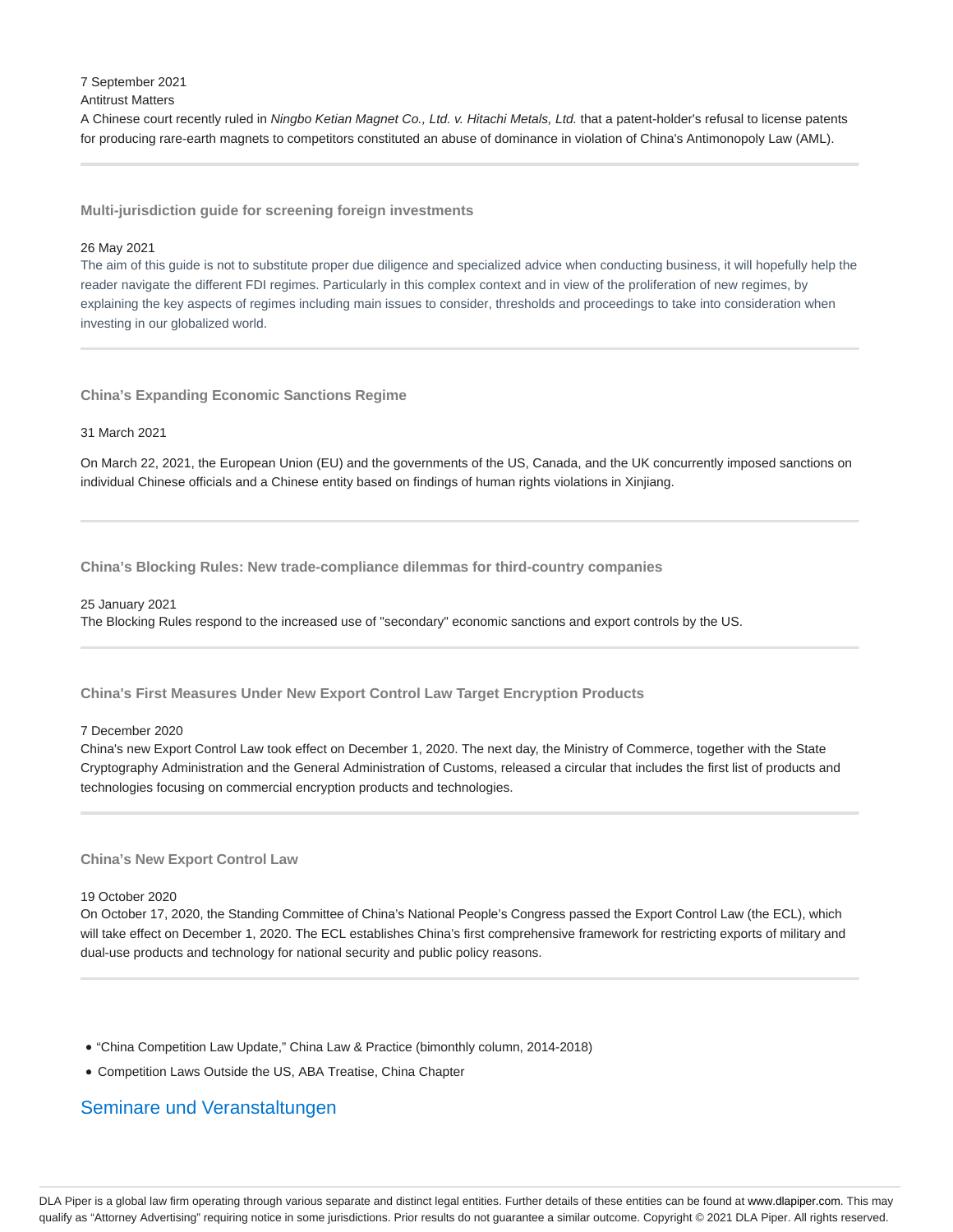7 September 2021

Antitrust Matters

A Chinese court recently ruled in *Ningbo Ketian Magnet Co., Ltd. v. Hitachi Metals, Ltd.* that a patent-holder's refusal to license patents for producing rare-earth magnets to competitors constituted an abuse of dominance in violation of China's Antimonopoly Law (AML).

---

### Multi-jurisdiction guide for screening foreign investments

26 May 2021

The aim of this guide is not to substitute proper due diligence and specialized advice when conducting business, it will hopefully help the reader navigate the different FDI regimes. Particularly in this complex context and in view of the proliferation of new regimes, by explaining the key aspects of regimes including main issues to consider, thresholds and proceedings to take into consideration when investing in our globalized world.

---

### China's Expanding Economic Sanctions Regime

31 March 2021

On March 22, 2021, the European Union (EU) and the governments of the US, Canada, and the UK concurrently imposed sanctions on individual Chinese officials and a Chinese entity based on findings of human rights violations in Xinjiang.

---

### China's Blocking Rules: New trade-compliance dilemmas for third-country companies

25 January 2021

The Blocking Rules respond to the increased use of "secondary" economic sanctions and export controls by the US.

---

### China's First Measures Under New Export Control Law Target Encryption Products

7 December 2020

China's new Export Control Law took effect on December 1, 2020. The next day, the Ministry of Commerce, together with the State Cryptography Administration and the General Administration of Customs, released a circular that includes the first list of products and technologies focusing on commercial encryption products and technologies.

---

### China's New Export Control Law

19 October 2020

On October 17, 2020, the Standing Committee of China's National People's Congress passed the Export Control Law (the ECL), which will take effect on December 1, 2020. The ECL establishes China's first comprehensive framework for restricting exports of military and dual-use products and technology for national security and public policy reasons.

---

- "China Competition Law Update," China Law & Practice (bimonthly column, 2014-2018)
- Competition Laws Outside the US, ABA Treatise, China Chapter

## Seminare und Veranstaltungen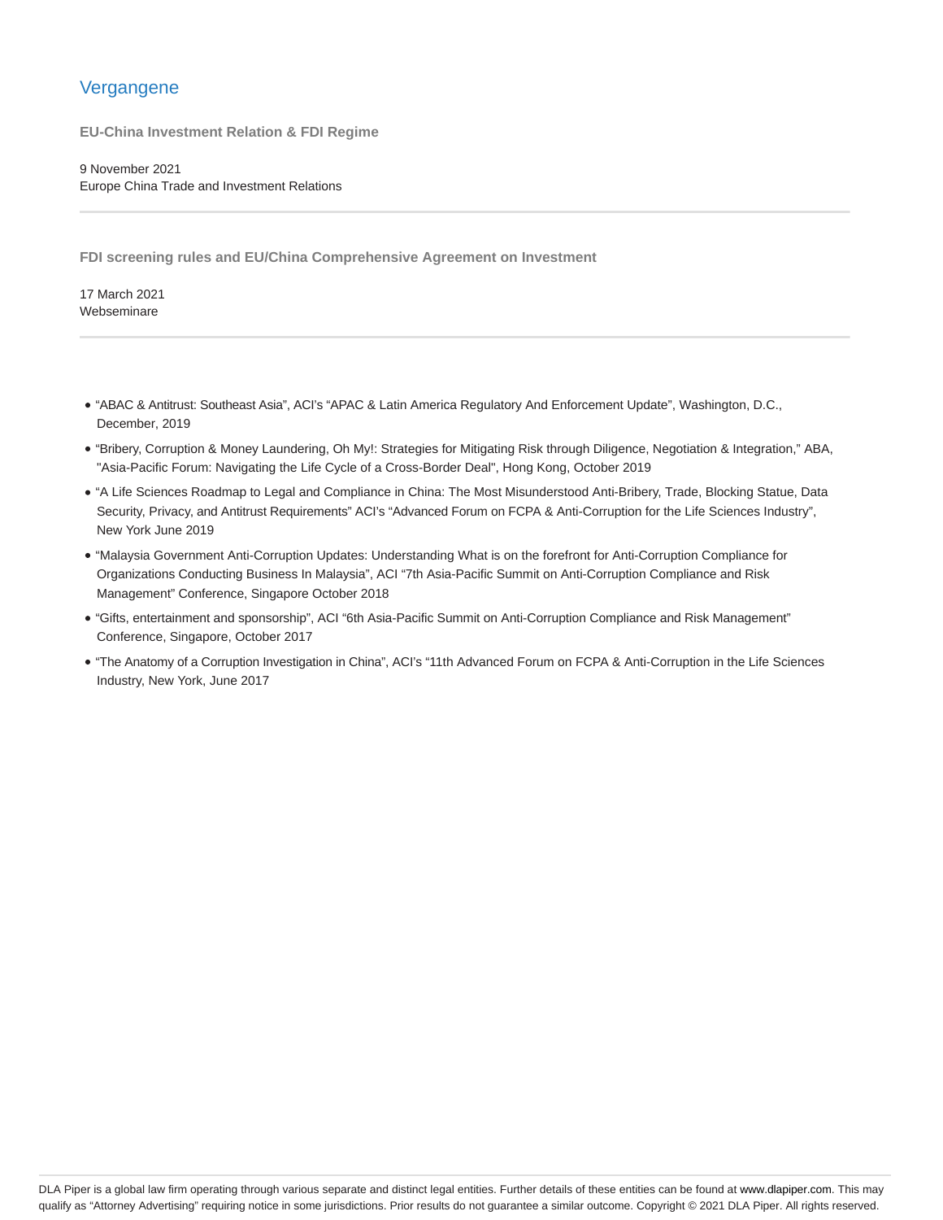## Vergangene

### EU-China Investment Relation & FDI Regime

9 November 2021
Europe China Trade and Investment Relations

### FDI screening rules and EU/China Comprehensive Agreement on Investment

17 March 2021
Webseminare

- “ABAC & Antitrust: Southeast Asia”, ACI’s “APAC & Latin America Regulatory And Enforcement Update”, Washington, D.C., December, 2019
- “Bribery, Corruption & Money Laundering, Oh My!: Strategies for Mitigating Risk through Diligence, Negotiation & Integration,” ABA, "Asia-Pacific Forum: Navigating the Life Cycle of a Cross-Border Deal", Hong Kong, October 2019
- “A Life Sciences Roadmap to Legal and Compliance in China: The Most Misunderstood Anti-Bribery, Trade, Blocking Statue, Data Security, Privacy, and Antitrust Requirements” ACI’s “Advanced Forum on FCPA & Anti-Corruption for the Life Sciences Industry”, New York June 2019
- “Malaysia Government Anti-Corruption Updates: Understanding What is on the forefront for Anti-Corruption Compliance for Organizations Conducting Business In Malaysia”, ACI “7th Asia-Pacific Summit on Anti-Corruption Compliance and Risk Management” Conference, Singapore October 2018
- “Gifts, entertainment and sponsorship”, ACI “6th Asia-Pacific Summit on Anti-Corruption Compliance and Risk Management” Conference, Singapore, October 2017
- “The Anatomy of a Corruption Investigation in China”, ACI’s “11th Advanced Forum on FCPA & Anti-Corruption in the Life Sciences Industry, New York, June 2017